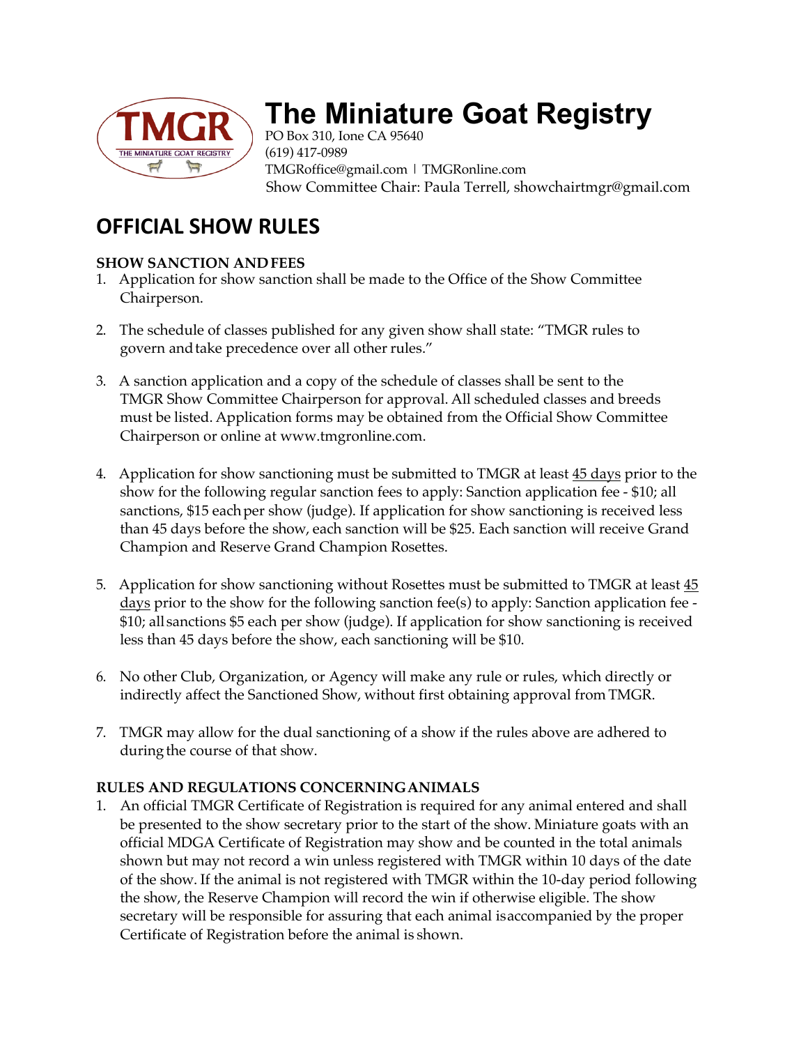# The Miniature Goat Registry

PO Box 310, Ione CA 95640
(619) 417-0989
TMGRoffice@gmail.com | TMGRonline.com
Show Committee Chair: Paula Terrell, showchairtmgr@gmail.com

## OFFICIAL SHOW RULES

### SHOW SANCTION AND FEES

1. Application for show sanction shall be made to the Office of the Show Committee Chairperson.

2. The schedule of classes published for any given show shall state: "TMGR rules to govern and take precedence over all other rules."

3. A sanction application and a copy of the schedule of classes shall be sent to the TMGR Show Committee Chairperson for approval. All scheduled classes and breeds must be listed. Application forms may be obtained from the Official Show Committee Chairperson or online at www.tmgronline.com.

4. Application for show sanctioning must be submitted to TMGR at least 45 days prior to the show for the following regular sanction fees to apply: Sanction application fee - $10; all sanctions, $15 each per show (judge). If application for show sanctioning is received less than 45 days before the show, each sanction will be $25. Each sanction will receive Grand Champion and Reserve Grand Champion Rosettes.

5. Application for show sanctioning without Rosettes must be submitted to TMGR at least 45 days prior to the show for the following sanction fee(s) to apply: Sanction application fee - $10; all sanctions $5 each per show (judge). If application for show sanctioning is received less than 45 days before the show, each sanctioning will be $10.

6. No other Club, Organization, or Agency will make any rule or rules, which directly or indirectly affect the Sanctioned Show, without first obtaining approval from TMGR.

7. TMGR may allow for the dual sanctioning of a show if the rules above are adhered to during the course of that show.

### RULES AND REGULATIONS CONCERNING ANIMALS

1. An official TMGR Certificate of Registration is required for any animal entered and shall be presented to the show secretary prior to the start of the show. Miniature goats with an official MDGA Certificate of Registration may show and be counted in the total animals shown but may not record a win unless registered with TMGR within 10 days of the date of the show. If the animal is not registered with TMGR within the 10-day period following the show, the Reserve Champion will record the win if otherwise eligible. The show secretary will be responsible for assuring that each animal is accompanied by the proper Certificate of Registration before the animal is shown.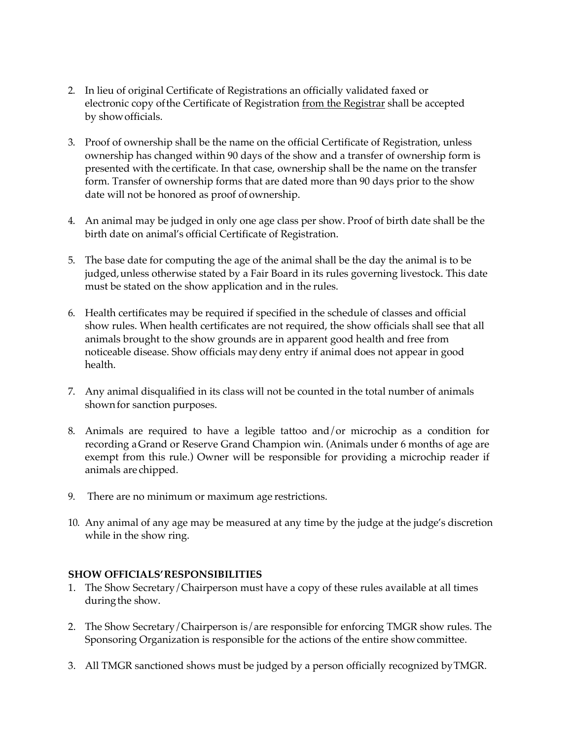2. In lieu of original Certificate of Registrations an officially validated faxed or electronic copy of the Certificate of Registration <u>from the Registrar</u> shall be accepted by show officials.

3. Proof of ownership shall be the name on the official Certificate of Registration, unless ownership has changed within 90 days of the show and a transfer of ownership form is presented with the certificate. In that case, ownership shall be the name on the transfer form. Transfer of ownership forms that are dated more than 90 days prior to the show date will not be honored as proof of ownership.

4. An animal may be judged in only one age class per show. Proof of birth date shall be the birth date on animal's official Certificate of Registration.

5. The base date for computing the age of the animal shall be the day the animal is to be judged, unless otherwise stated by a Fair Board in its rules governing livestock. This date must be stated on the show application and in the rules.

6. Health certificates may be required if specified in the schedule of classes and official show rules. When health certificates are not required, the show officials shall see that all animals brought to the show grounds are in apparent good health and free from noticeable disease. Show officials may deny entry if animal does not appear in good health.

7. Any animal disqualified in its class will not be counted in the total number of animals shown for sanction purposes.

8. Animals are required to have a legible tattoo and/or microchip as a condition for recording a Grand or Reserve Grand Champion win. (Animals under 6 months of age are exempt from this rule.) Owner will be responsible for providing a microchip reader if animals are chipped.

9. There are no minimum or maximum age restrictions.

10. Any animal of any age may be measured at any time by the judge at the judge's discretion while in the show ring.

**SHOW OFFICIALS' RESPONSIBILITIES**

1. The Show Secretary/Chairperson must have a copy of these rules available at all times during the show.

2. The Show Secretary/Chairperson is/are responsible for enforcing TMGR show rules. The Sponsoring Organization is responsible for the actions of the entire show committee.

3. All TMGR sanctioned shows must be judged by a person officially recognized by TMGR.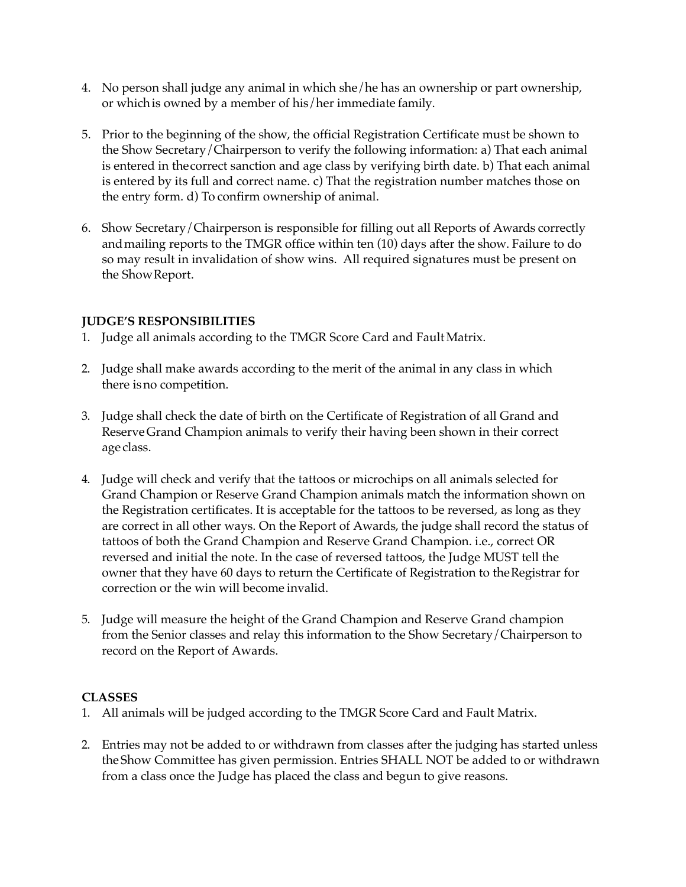4. No person shall judge any animal in which she/he has an ownership or part ownership, or which is owned by a member of his/her immediate family.

5. Prior to the beginning of the show, the official Registration Certificate must be shown to the Show Secretary/Chairperson to verify the following information: a) That each animal is entered in the correct sanction and age class by verifying birth date. b) That each animal is entered by its full and correct name. c) That the registration number matches those on the entry form. d) To confirm ownership of animal.

6. Show Secretary/Chairperson is responsible for filling out all Reports of Awards correctly and mailing reports to the TMGR office within ten (10) days after the show. Failure to do so may result in invalidation of show wins. All required signatures must be present on the Show Report.

**JUDGE'S RESPONSIBILITIES**

1. Judge all animals according to the TMGR Score Card and Fault Matrix.

2. Judge shall make awards according to the merit of the animal in any class in which there is no competition.

3. Judge shall check the date of birth on the Certificate of Registration of all Grand and Reserve Grand Champion animals to verify their having been shown in their correct age class.

4. Judge will check and verify that the tattoos or microchips on all animals selected for Grand Champion or Reserve Grand Champion animals match the information shown on the Registration certificates. It is acceptable for the tattoos to be reversed, as long as they are correct in all other ways. On the Report of Awards, the judge shall record the status of tattoos of both the Grand Champion and Reserve Grand Champion. i.e., correct OR reversed and initial the note. In the case of reversed tattoos, the Judge MUST tell the owner that they have 60 days to return the Certificate of Registration to the Registrar for correction or the win will become invalid.

5. Judge will measure the height of the Grand Champion and Reserve Grand champion from the Senior classes and relay this information to the Show Secretary/Chairperson to record on the Report of Awards.

**CLASSES**

1. All animals will be judged according to the TMGR Score Card and Fault Matrix.

2. Entries may not be added to or withdrawn from classes after the judging has started unless the Show Committee has given permission. Entries SHALL NOT be added to or withdrawn from a class once the Judge has placed the class and begun to give reasons.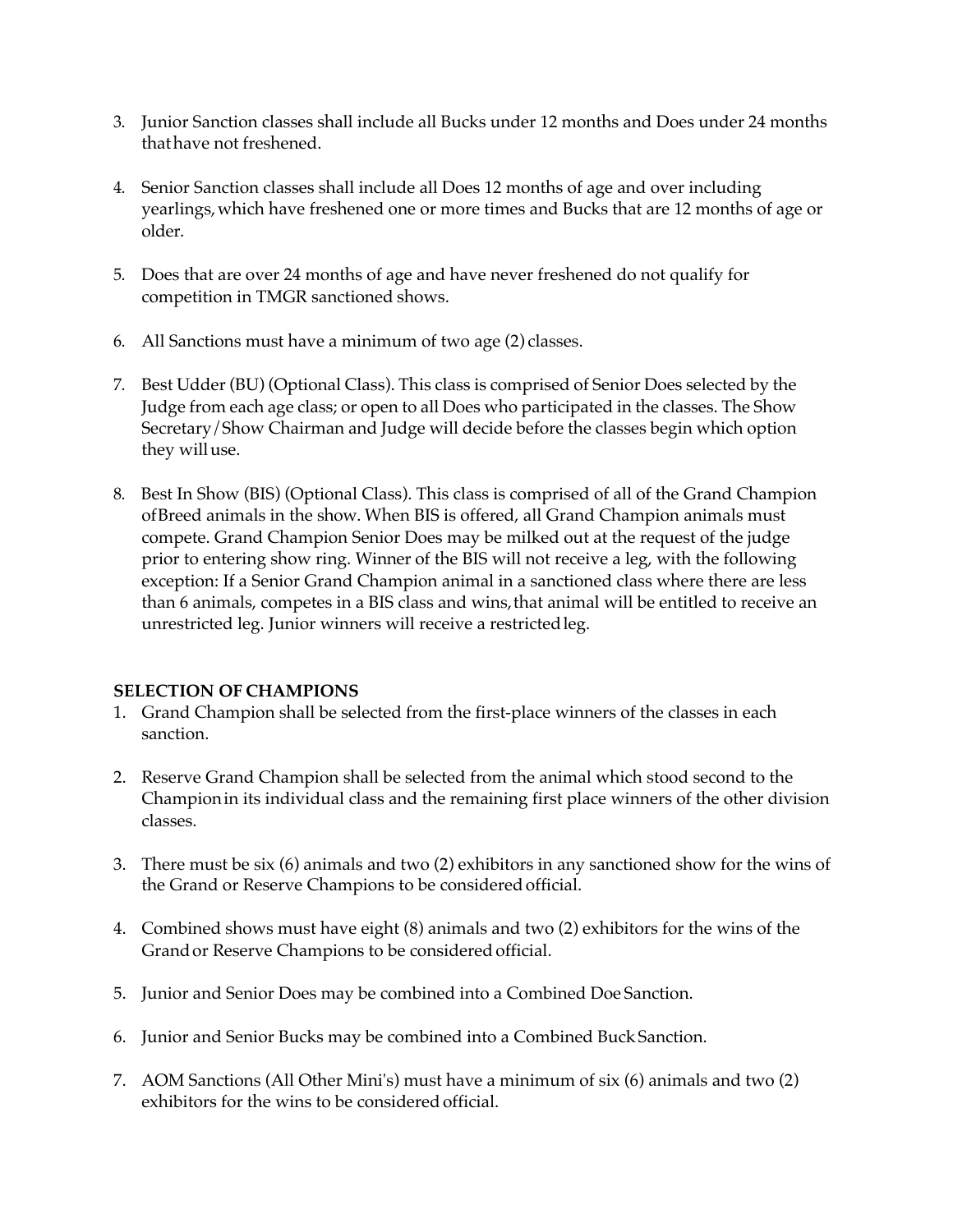3. Junior Sanction classes shall include all Bucks under 12 months and Does under 24 months that have not freshened.

4. Senior Sanction classes shall include all Does 12 months of age and over including yearlings, which have freshened one or more times and Bucks that are 12 months of age or older.

5. Does that are over 24 months of age and have never freshened do not qualify for competition in TMGR sanctioned shows.

6. All Sanctions must have a minimum of two age (2) classes.

7. Best Udder (BU) (Optional Class). This class is comprised of Senior Does selected by the Judge from each age class; or open to all Does who participated in the classes. The Show Secretary/Show Chairman and Judge will decide before the classes begin which option they will use.

8. Best In Show (BIS) (Optional Class). This class is comprised of all of the Grand Champion of Breed animals in the show. When BIS is offered, all Grand Champion animals must compete. Grand Champion Senior Does may be milked out at the request of the judge prior to entering show ring. Winner of the BIS will not receive a leg, with the following exception: If a Senior Grand Champion animal in a sanctioned class where there are less than 6 animals, competes in a BIS class and wins, that animal will be entitled to receive an unrestricted leg. Junior winners will receive a restricted leg.

**SELECTION OF CHAMPIONS**

1. Grand Champion shall be selected from the first-place winners of the classes in each sanction.

2. Reserve Grand Champion shall be selected from the animal which stood second to the Champion in its individual class and the remaining first place winners of the other division classes.

3. There must be six (6) animals and two (2) exhibitors in any sanctioned show for the wins of the Grand or Reserve Champions to be considered official.

4. Combined shows must have eight (8) animals and two (2) exhibitors for the wins of the Grand or Reserve Champions to be considered official.

5. Junior and Senior Does may be combined into a Combined Doe Sanction.

6. Junior and Senior Bucks may be combined into a Combined Buck Sanction.

7. AOM Sanctions (All Other Mini's) must have a minimum of six (6) animals and two (2) exhibitors for the wins to be considered official.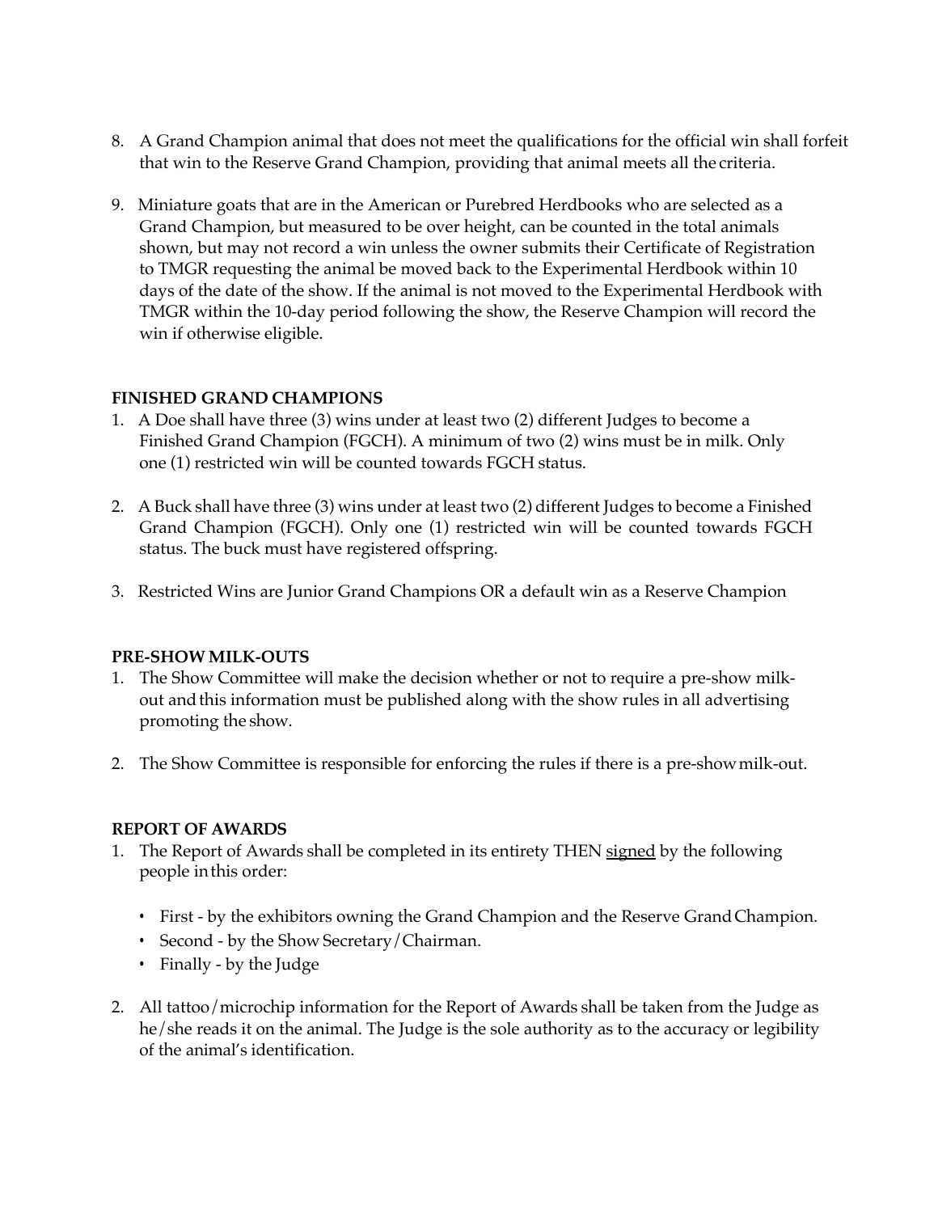8. A Grand Champion animal that does not meet the qualifications for the official win shall forfeit that win to the Reserve Grand Champion, providing that animal meets all the criteria.

9. Miniature goats that are in the American or Purebred Herdbooks who are selected as a Grand Champion, but measured to be over height, can be counted in the total animals shown, but may not record a win unless the owner submits their Certificate of Registration to TMGR requesting the animal be moved back to the Experimental Herdbook within 10 days of the date of the show. If the animal is not moved to the Experimental Herdbook with TMGR within the 10-day period following the show, the Reserve Champion will record the win if otherwise eligible.

**FINISHED GRAND CHAMPIONS**

1. A Doe shall have three (3) wins under at least two (2) different Judges to become a Finished Grand Champion (FGCH). A minimum of two (2) wins must be in milk. Only one (1) restricted win will be counted towards FGCH status.

2. A Buck shall have three (3) wins under at least two (2) different Judges to become a Finished Grand Champion (FGCH). Only one (1) restricted win will be counted towards FGCH status. The buck must have registered offspring.

3. Restricted Wins are Junior Grand Champions OR a default win as a Reserve Champion

**PRE-SHOW MILK-OUTS**

1. The Show Committee will make the decision whether or not to require a pre-show milk-out and this information must be published along with the show rules in all advertising promoting the show.

2. The Show Committee is responsible for enforcing the rules if there is a pre-show milk-out.

**REPORT OF AWARDS**

1. The Report of Awards shall be completed in its entirety THEN <u>signed</u> by the following people in this order:

   - First - by the exhibitors owning the Grand Champion and the Reserve Grand Champion.
   - Second - by the Show Secretary/Chairman.
   - Finally - by the Judge

2. All tattoo/microchip information for the Report of Awards shall be taken from the Judge as he/she reads it on the animal. The Judge is the sole authority as to the accuracy or legibility of the animal's identification.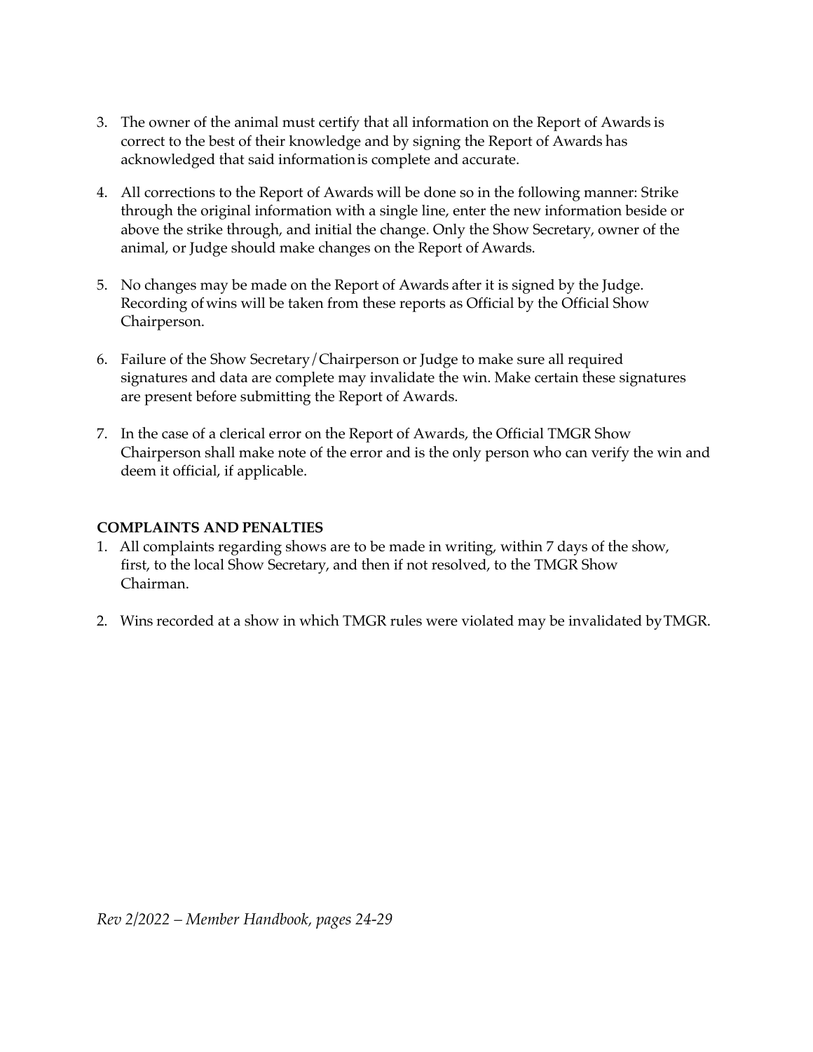3. The owner of the animal must certify that all information on the Report of Awards is correct to the best of their knowledge and by signing the Report of Awards has acknowledged that said information is complete and accurate.

4. All corrections to the Report of Awards will be done so in the following manner: Strike through the original information with a single line, enter the new information beside or above the strike through, and initial the change. Only the Show Secretary, owner of the animal, or Judge should make changes on the Report of Awards.

5. No changes may be made on the Report of Awards after it is signed by the Judge. Recording of wins will be taken from these reports as Official by the Official Show Chairperson.

6. Failure of the Show Secretary/Chairperson or Judge to make sure all required signatures and data are complete may invalidate the win. Make certain these signatures are present before submitting the Report of Awards.

7. In the case of a clerical error on the Report of Awards, the Official TMGR Show Chairperson shall make note of the error and is the only person who can verify the win and deem it official, if applicable.

**COMPLAINTS AND PENALTIES**

1. All complaints regarding shows are to be made in writing, within 7 days of the show, first, to the local Show Secretary, and then if not resolved, to the TMGR Show Chairman.

2. Wins recorded at a show in which TMGR rules were violated may be invalidated by TMGR.

*Rev 2/2022 – Member Handbook, pages 24-29*